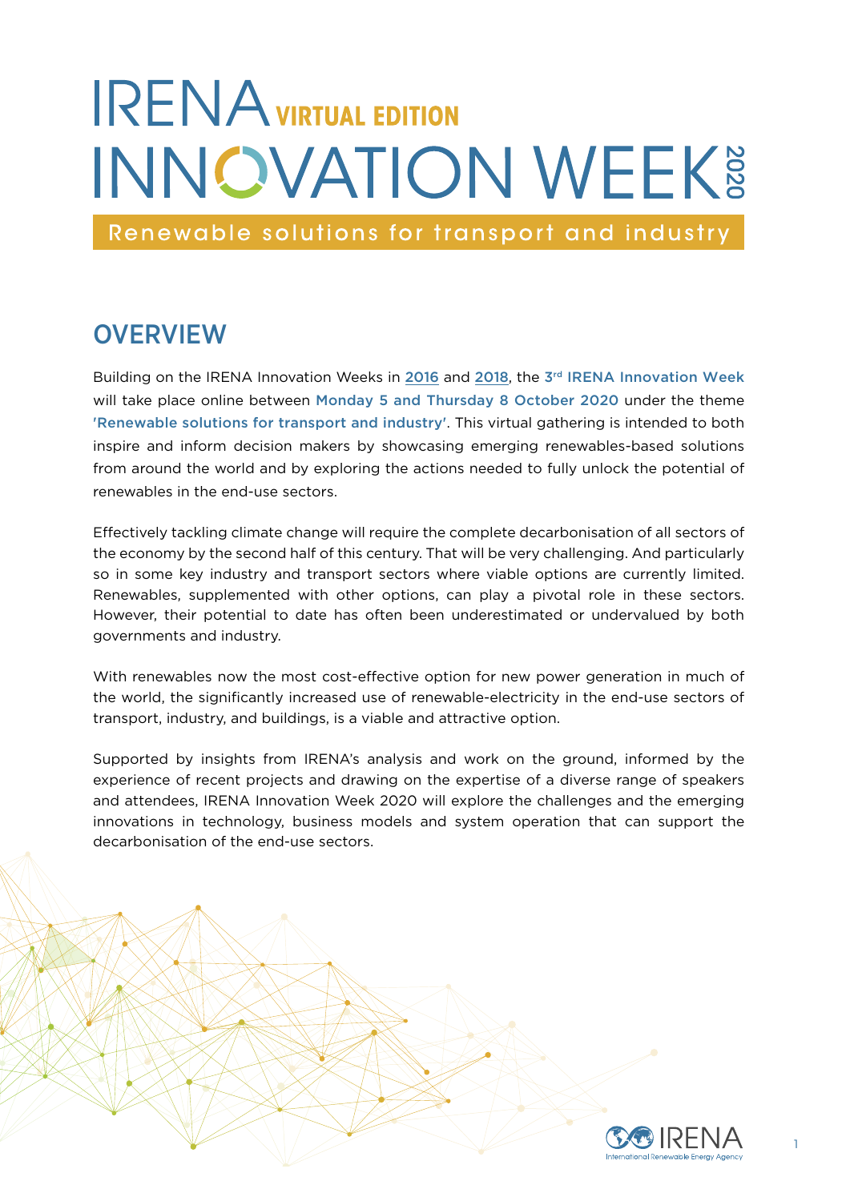# IRENA VIRTUAL EDITION INNOVATION WEEK 2020

Renewable solutions for transport and industry

## OVERVIEW

Building on the IRENA Innovation Weeks in 2016 and 2018, the 3rd IRENA Innovation Week will take place online between Monday 5 and Thursday 8 October 2020 under the theme 'Renewable solutions for transport and industry'. This virtual gathering is intended to both inspire and inform decision makers by showcasing emerging renewables-based solutions from around the world and by exploring the actions needed to fully unlock the potential of renewables in the end-use sectors.

Effectively tackling climate change will require the complete decarbonisation of all sectors of the economy by the second half of this century. That will be very challenging. And particularly so in some key industry and transport sectors where viable options are currently limited. Renewables, supplemented with other options, can play a pivotal role in these sectors. However, their potential to date has often been underestimated or undervalued by both governments and industry.

With renewables now the most cost-effective option for new power generation in much of the world, the significantly increased use of renewable-electricity in the end-use sectors of transport, industry, and buildings, is a viable and attractive option.

Supported by insights from IRENA's analysis and work on the ground, informed by the experience of recent projects and drawing on the expertise of a diverse range of speakers and attendees, IRENA Innovation Week 2020 will explore the challenges and the emerging innovations in technology, business models and system operation that can support the decarbonisation of the end-use sectors.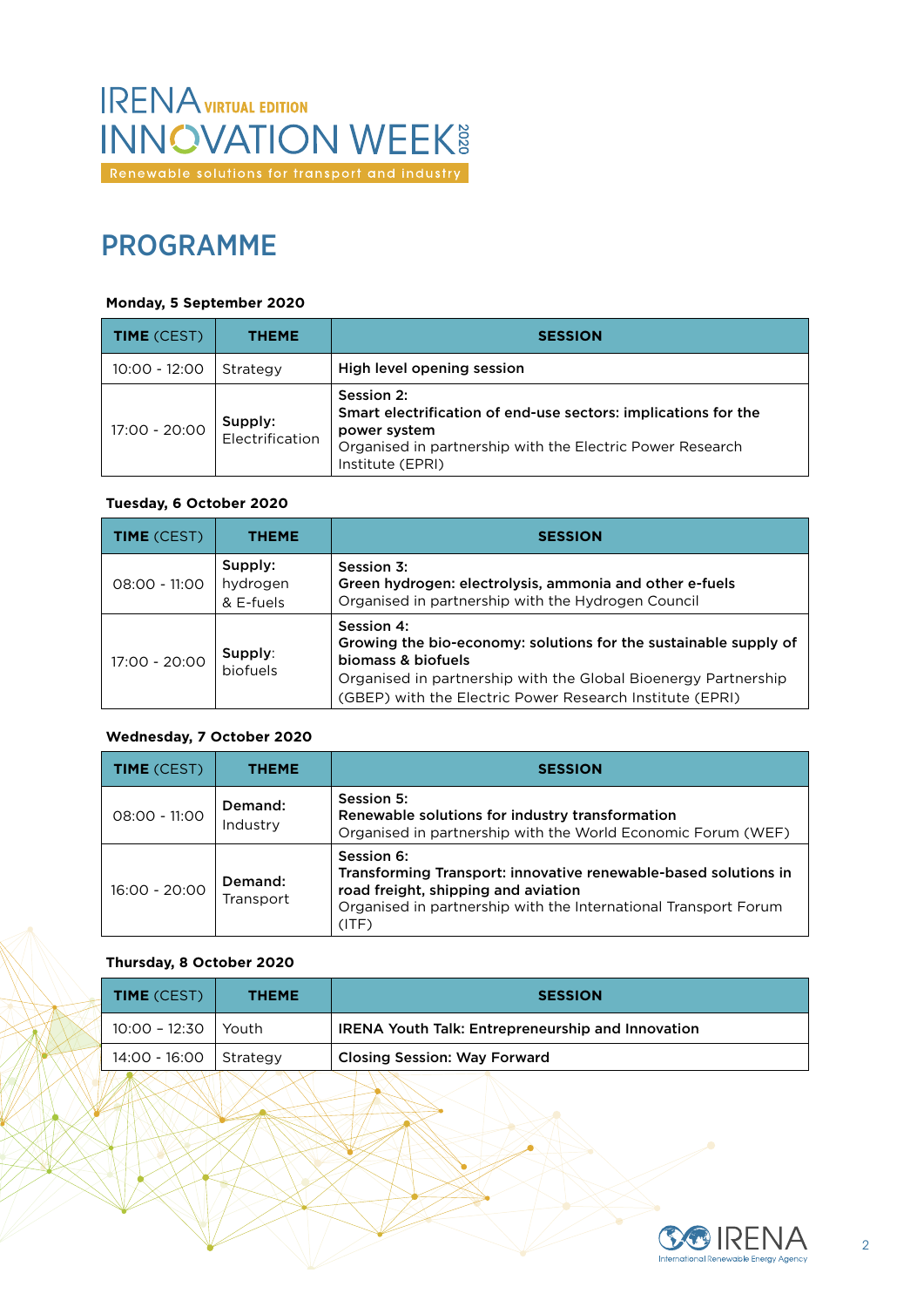# IRENA VIRTUAL EDITION INNOVATION WEEK 2020

Renewable solutions for transport and industry

## PROGRAMME

**Monday, 5 September 2020**

| **TIME** (CEST) | **THEME** | **SESSION** |
|---|---|---|
| 10:00 - 12:00 | Strategy | **High level opening session** |
| 17:00 - 20:00 | **Supply:** Electrification | Session 2: **Smart electrification of end-use sectors: implications for the power system** Organised in partnership with the Electric Power Research Institute (EPRI) |

**Tuesday, 6 October 2020**

| **TIME** (CEST) | **THEME** | **SESSION** |
|---|---|---|
| 08:00 - 11:00 | **Supply:** hydrogen & E-fuels | Session 3: **Green hydrogen: electrolysis, ammonia and other e-fuels** Organised in partnership with the Hydrogen Council |
| 17:00 - 20:00 | **Supply:** biofuels | Session 4: **Growing the bio-economy: solutions for the sustainable supply of biomass & biofuels** Organised in partnership with the Global Bioenergy Partnership (GBEP) with the Electric Power Research Institute (EPRI) |

**Wednesday, 7 October 2020**

| **TIME** (CEST) | **THEME** | **SESSION** |
|---|---|---|
| 08:00 - 11:00 | **Demand:** Industry | Session 5: **Renewable solutions for industry transformation** Organised in partnership with the World Economic Forum (WEF) |
| 16:00 - 20:00 | **Demand:** Transport | Session 6: **Transforming Transport: innovative renewable-based solutions in road freight, shipping and aviation** Organised in partnership with the International Transport Forum (ITF) |

**Thursday, 8 October 2020**

| **TIME** (CEST) | **THEME** | **SESSION** |
|---|---|---|
| 10:00 – 12:30 | Youth | **IRENA Youth Talk: Entrepreneurship and Innovation** |
| 14:00 - 16:00 | Strategy | **Closing Session: Way Forward** |

IRENA International Renewable Energy Agency